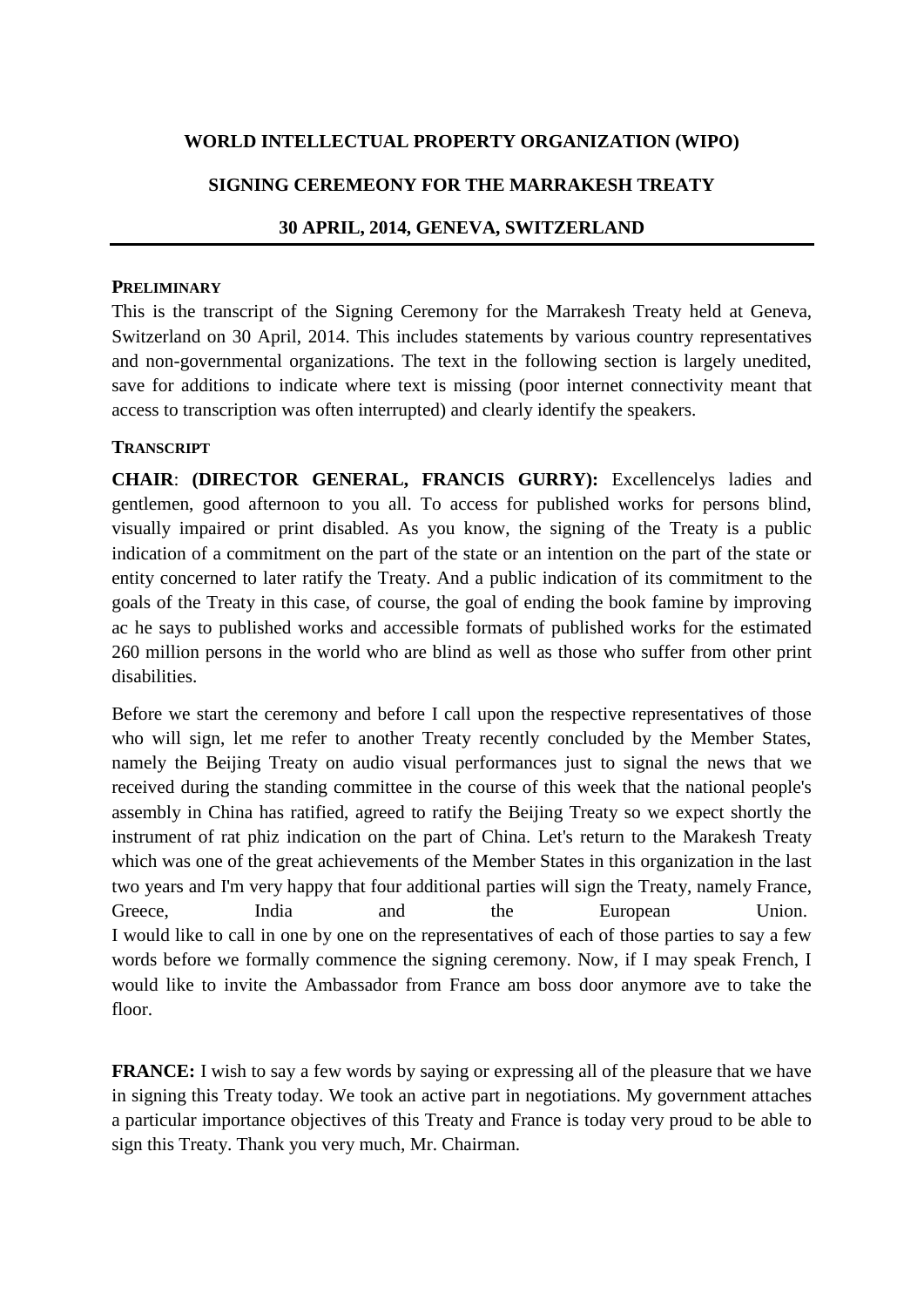**WORLD INTELLECTUAL PROPERTY ORGANIZATION (WIPO)**

**SIGNING CEREMEONY FOR THE MARRAKESH TREATY**

**30 APRIL, 2014, GENEVA, SWITZERLAND**

---

**PRELIMINARY**

This is the transcript of the Signing Ceremony for the Marrakesh Treaty held at Geneva, Switzerland on 30 April, 2014. This includes statements by various country representatives and non-governmental organizations. The text in the following section is largely unedited, save for additions to indicate where text is missing (poor internet connectivity meant that access to transcription was often interrupted) and clearly identify the speakers.

**TRANSCRIPT**

**CHAIR**: **(DIRECTOR GENERAL, FRANCIS GURRY):** Excellencelys ladies and gentlemen, good afternoon to you all. To access for published works for persons blind, visually impaired or print disabled. As you know, the signing of the Treaty is a public indication of a commitment on the part of the state or an intention on the part of the state or entity concerned to later ratify the Treaty. And a public indication of its commitment to the goals of the Treaty in this case, of course, the goal of ending the book famine by improving ac he says to published works and accessible formats of published works for the estimated 260 million persons in the world who are blind as well as those who suffer from other print disabilities.

Before we start the ceremony and before I call upon the respective representatives of those who will sign, let me refer to another Treaty recently concluded by the Member States, namely the Beijing Treaty on audio visual performances just to signal the news that we received during the standing committee in the course of this week that the national people's assembly in China has ratified, agreed to ratify the Beijing Treaty so we expect shortly the instrument of rat phiz indication on the part of China. Let's return to the Marakesh Treaty which was one of the great achievements of the Member States in this organization in the last two years and I'm very happy that four additional parties will sign the Treaty, namely France, Greece, India and the European Union.
I would like to call in one by one on the representatives of each of those parties to say a few words before we formally commence the signing ceremony. Now, if I may speak French, I would like to invite the Ambassador from France am boss door anymore ave to take the floor.

**FRANCE:** I wish to say a few words by saying or expressing all of the pleasure that we have in signing this Treaty today. We took an active part in negotiations. My government attaches a particular importance objectives of this Treaty and France is today very proud to be able to sign this Treaty. Thank you very much, Mr. Chairman.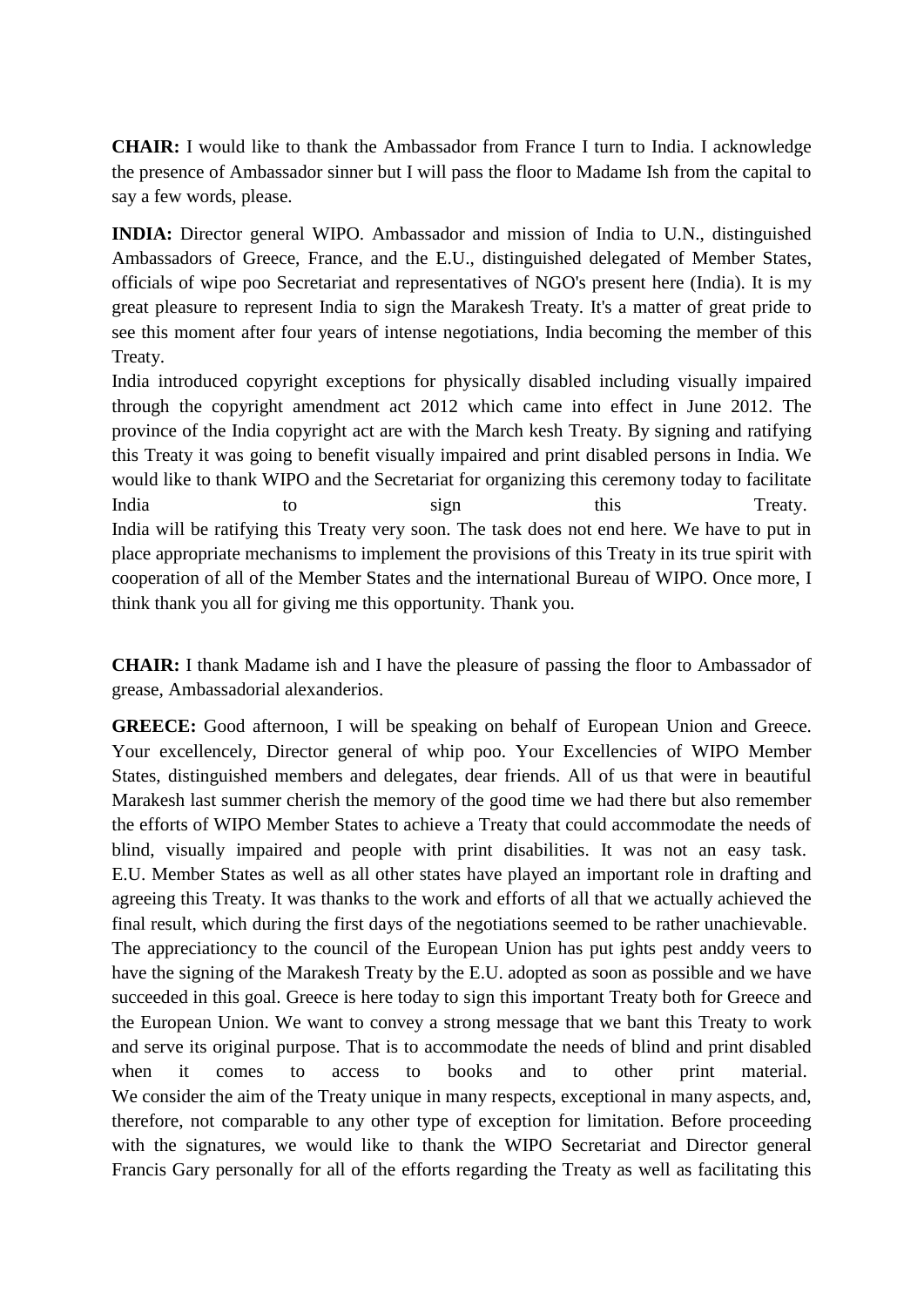**CHAIR:** I would like to thank the Ambassador from France I turn to India. I acknowledge the presence of Ambassador sinner but I will pass the floor to Madame Ish from the capital to say a few words, please.

**INDIA:** Director general WIPO. Ambassador and mission of India to U.N., distinguished Ambassadors of Greece, France, and the E.U., distinguished delegated of Member States, officials of wipe poo Secretariat and representatives of NGO's present here (India). It is my great pleasure to represent India to sign the Marakesh Treaty. It's a matter of great pride to see this moment after four years of intense negotiations, India becoming the member of this Treaty.

India introduced copyright exceptions for physically disabled including visually impaired through the copyright amendment act 2012 which came into effect in June 2012. The province of the India copyright act are with the March kesh Treaty. By signing and ratifying this Treaty it was going to benefit visually impaired and print disabled persons in India. We would like to thank WIPO and the Secretariat for organizing this ceremony today to facilitate India to sign this Treaty.

India will be ratifying this Treaty very soon. The task does not end here. We have to put in place appropriate mechanisms to implement the provisions of this Treaty in its true spirit with cooperation of all of the Member States and the international Bureau of WIPO. Once more, I think thank you all for giving me this opportunity. Thank you.

**CHAIR:** I thank Madame ish and I have the pleasure of passing the floor to Ambassador of grease, Ambassadorial alexanderios.

**GREECE:** Good afternoon, I will be speaking on behalf of European Union and Greece. Your excellencely, Director general of whip poo. Your Excellencies of WIPO Member States, distinguished members and delegates, dear friends. All of us that were in beautiful Marakesh last summer cherish the memory of the good time we had there but also remember the efforts of WIPO Member States to achieve a Treaty that could accommodate the needs of blind, visually impaired and people with print disabilities. It was not an easy task.

E.U. Member States as well as all other states have played an important role in drafting and agreeing this Treaty. It was thanks to the work and efforts of all that we actually achieved the final result, which during the first days of the negotiations seemed to be rather unachievable.

The appreciationcy to the council of the European Union has put ights pest anddy veers to have the signing of the Marakesh Treaty by the E.U. adopted as soon as possible and we have succeeded in this goal. Greece is here today to sign this important Treaty both for Greece and the European Union. We want to convey a strong message that we bant this Treaty to work and serve its original purpose. That is to accommodate the needs of blind and print disabled when it comes to access to books and to other print material.

We consider the aim of the Treaty unique in many respects, exceptional in many aspects, and, therefore, not comparable to any other type of exception for limitation. Before proceeding with the signatures, we would like to thank the WIPO Secretariat and Director general Francis Gary personally for all of the efforts regarding the Treaty as well as facilitating this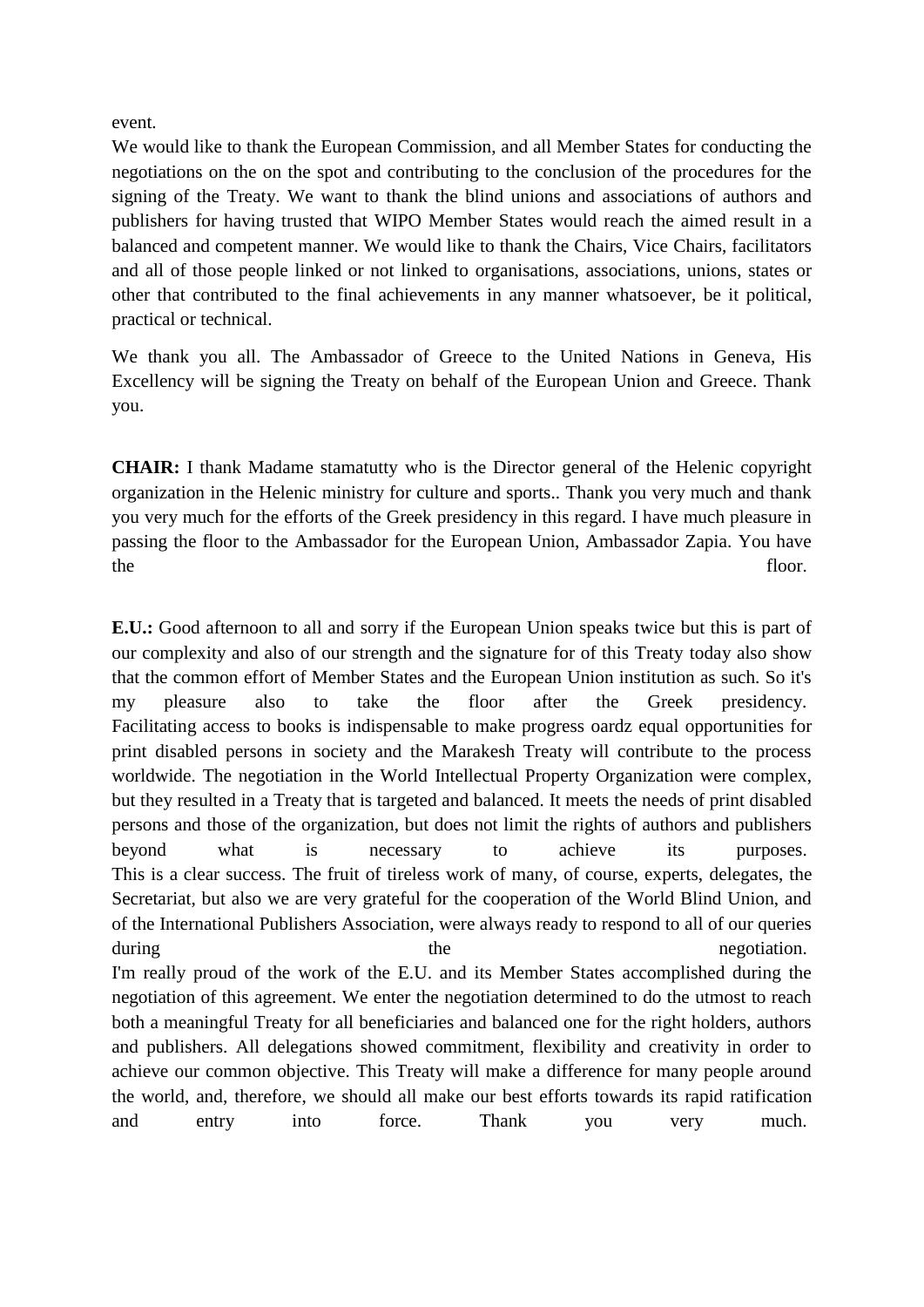event.

We would like to thank the European Commission, and all Member States for conducting the negotiations on the on the spot and contributing to the conclusion of the procedures for the signing of the Treaty. We want to thank the blind unions and associations of authors and publishers for having trusted that WIPO Member States would reach the aimed result in a balanced and competent manner. We would like to thank the Chairs, Vice Chairs, facilitators and all of those people linked or not linked to organisations, associations, unions, states or other that contributed to the final achievements in any manner whatsoever, be it political, practical or technical.

We thank you all. The Ambassador of Greece to the United Nations in Geneva, His Excellency will be signing the Treaty on behalf of the European Union and Greece. Thank you.

**CHAIR:** I thank Madame stamatutty who is the Director general of the Helenic copyright organization in the Helenic ministry for culture and sports.. Thank you very much and thank you very much for the efforts of the Greek presidency in this regard. I have much pleasure in passing the floor to the Ambassador for the European Union, Ambassador Zapia. You have the floor.

**E.U.:** Good afternoon to all and sorry if the European Union speaks twice but this is part of our complexity and also of our strength and the signature for of this Treaty today also show that the common effort of Member States and the European Union institution as such. So it's my pleasure also to take the floor after the Greek presidency.
Facilitating access to books is indispensable to make progress oardz equal opportunities for print disabled persons in society and the Marakesh Treaty will contribute to the process worldwide. The negotiation in the World Intellectual Property Organization were complex, but they resulted in a Treaty that is targeted and balanced. It meets the needs of print disabled persons and those of the organization, but does not limit the rights of authors and publishers beyond what is necessary to achieve its purposes.
This is a clear success. The fruit of tireless work of many, of course, experts, delegates, the Secretariat, but also we are very grateful for the cooperation of the World Blind Union, and of the International Publishers Association, were always ready to respond to all of our queries during the negotiation.
I'm really proud of the work of the E.U. and its Member States accomplished during the negotiation of this agreement. We enter the negotiation determined to do the utmost to reach both a meaningful Treaty for all beneficiaries and balanced one for the right holders, authors and publishers. All delegations showed commitment, flexibility and creativity in order to achieve our common objective. This Treaty will make a difference for many people around the world, and, therefore, we should all make our best efforts towards its rapid ratification and entry into force. Thank you very much.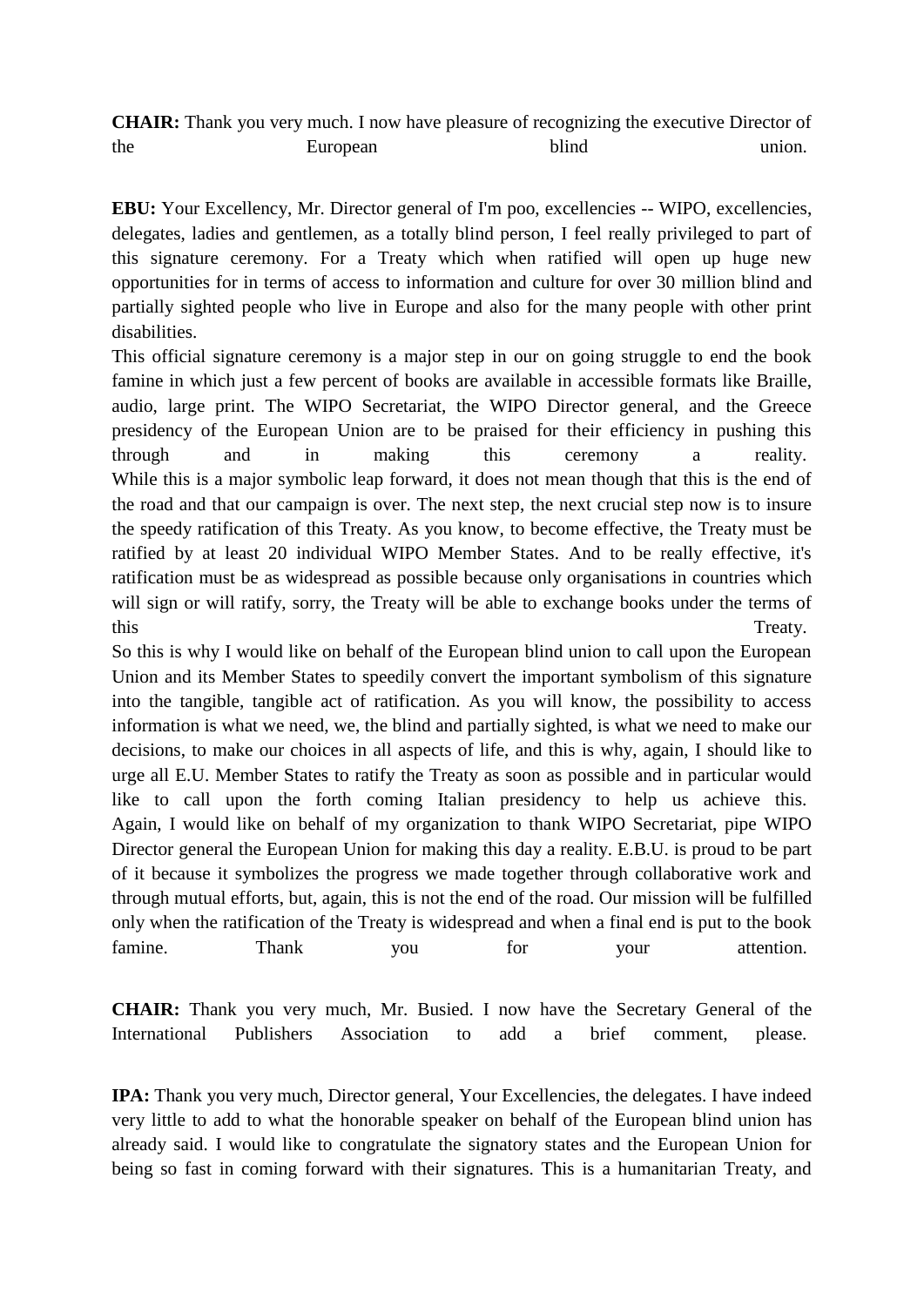**CHAIR:** Thank you very much. I now have pleasure of recognizing the executive Director of the European blind union.

**EBU:** Your Excellency, Mr. Director general of I'm poo, excellencies -- WIPO, excellencies, delegates, ladies and gentlemen, as a totally blind person, I feel really privileged to part of this signature ceremony. For a Treaty which when ratified will open up huge new opportunities for in terms of access to information and culture for over 30 million blind and partially sighted people who live in Europe and also for the many people with other print disabilities.

This official signature ceremony is a major step in our on going struggle to end the book famine in which just a few percent of books are available in accessible formats like Braille, audio, large print. The WIPO Secretariat, the WIPO Director general, and the Greece presidency of the European Union are to be praised for their efficiency in pushing this through and in making this ceremony a reality.

While this is a major symbolic leap forward, it does not mean though that this is the end of the road and that our campaign is over. The next step, the next crucial step now is to insure the speedy ratification of this Treaty. As you know, to become effective, the Treaty must be ratified by at least 20 individual WIPO Member States. And to be really effective, it's ratification must be as widespread as possible because only organisations in countries which will sign or will ratify, sorry, the Treaty will be able to exchange books under the terms of this Treaty.

So this is why I would like on behalf of the European blind union to call upon the European Union and its Member States to speedily convert the important symbolism of this signature into the tangible, tangible act of ratification. As you will know, the possibility to access information is what we need, we, the blind and partially sighted, is what we need to make our decisions, to make our choices in all aspects of life, and this is why, again, I should like to urge all E.U. Member States to ratify the Treaty as soon as possible and in particular would like to call upon the forth coming Italian presidency to help us achieve this.

Again, I would like on behalf of my organization to thank WIPO Secretariat, pipe WIPO Director general the European Union for making this day a reality. E.B.U. is proud to be part of it because it symbolizes the progress we made together through collaborative work and through mutual efforts, but, again, this is not the end of the road. Our mission will be fulfilled only when the ratification of the Treaty is widespread and when a final end is put to the book famine. Thank you for your attention.

**CHAIR:** Thank you very much, Mr. Busied. I now have the Secretary General of the International Publishers Association to add a brief comment, please.

**IPA:** Thank you very much, Director general, Your Excellencies, the delegates. I have indeed very little to add to what the honorable speaker on behalf of the European blind union has already said. I would like to congratulate the signatory states and the European Union for being so fast in coming forward with their signatures. This is a humanitarian Treaty, and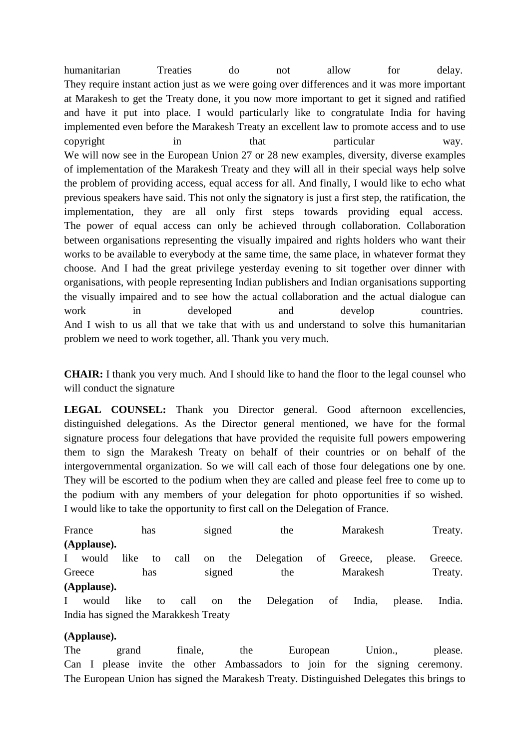humanitarian Treaties do not allow for delay. They require instant action just as we were going over differences and it was more important at Marakesh to get the Treaty done, it you now more important to get it signed and ratified and have it put into place. I would particularly like to congratulate India for having implemented even before the Marakesh Treaty an excellent law to promote access and to use copyright in that particular way. We will now see in the European Union 27 or 28 new examples, diversity, diverse examples of implementation of the Marakesh Treaty and they will all in their special ways help solve the problem of providing access, equal access for all. And finally, I would like to echo what previous speakers have said. This not only the signatory is just a first step, the ratification, the implementation, they are all only first steps towards providing equal access. The power of equal access can only be achieved through collaboration. Collaboration between organisations representing the visually impaired and rights holders who want their works to be available to everybody at the same time, the same place, in whatever format they choose. And I had the great privilege yesterday evening to sit together over dinner with organisations, with people representing Indian publishers and Indian organisations supporting the visually impaired and to see how the actual collaboration and the actual dialogue can work in developed and develop countries. And I wish to us all that we take that with us and understand to solve this humanitarian problem we need to work together, all. Thank you very much.

**CHAIR:** I thank you very much. And I should like to hand the floor to the legal counsel who will conduct the signature

**LEGAL COUNSEL:** Thank you Director general. Good afternoon excellencies, distinguished delegations. As the Director general mentioned, we have for the formal signature process four delegations that have provided the requisite full powers empowering them to sign the Marakesh Treaty on behalf of their countries or on behalf of the intergovernmental organization. So we will call each of those four delegations one by one. They will be escorted to the podium when they are called and please feel free to come up to the podium with any members of your delegation for photo opportunities if so wished. I would like to take the opportunity to first call on the Delegation of France.

France has signed the Marakesh Treaty.
**(Applause).**
I would like to call on the Delegation of Greece, please. Greece.
Greece has signed the Marakesh Treaty.
**(Applause).**
I would like to call on the Delegation of India, please. India.
India has signed the Marakkesh Treaty

**(Applause).**
The grand finale, the European Union., please.
Can I please invite the other Ambassadors to join for the signing ceremony.
The European Union has signed the Marakesh Treaty. Distinguished Delegates this brings to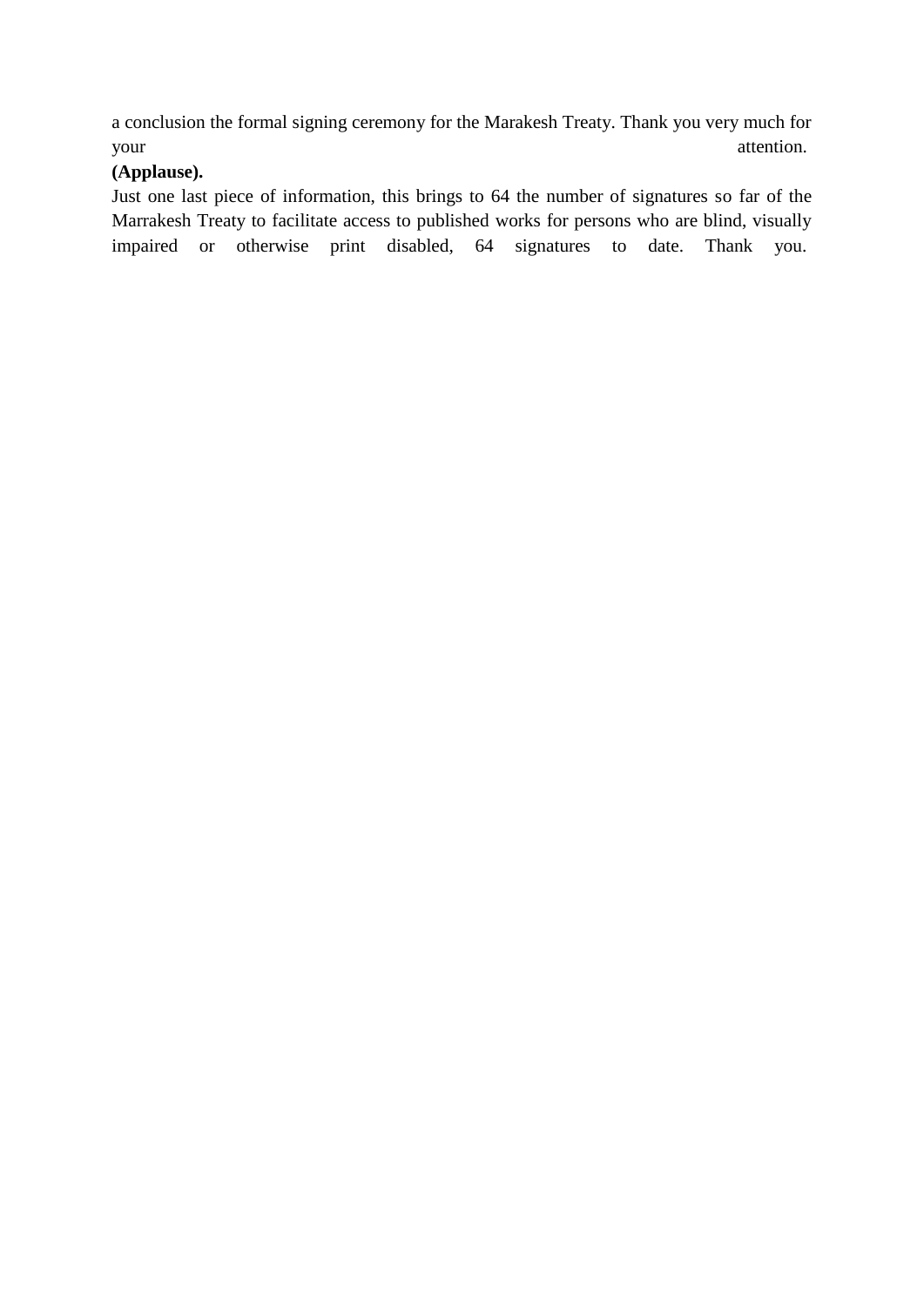a conclusion the formal signing ceremony for the Marakesh Treaty. Thank you very much for your attention.

**(Applause).**

Just one last piece of information, this brings to 64 the number of signatures so far of the Marrakesh Treaty to facilitate access to published works for persons who are blind, visually impaired or otherwise print disabled, 64 signatures to date. Thank you.